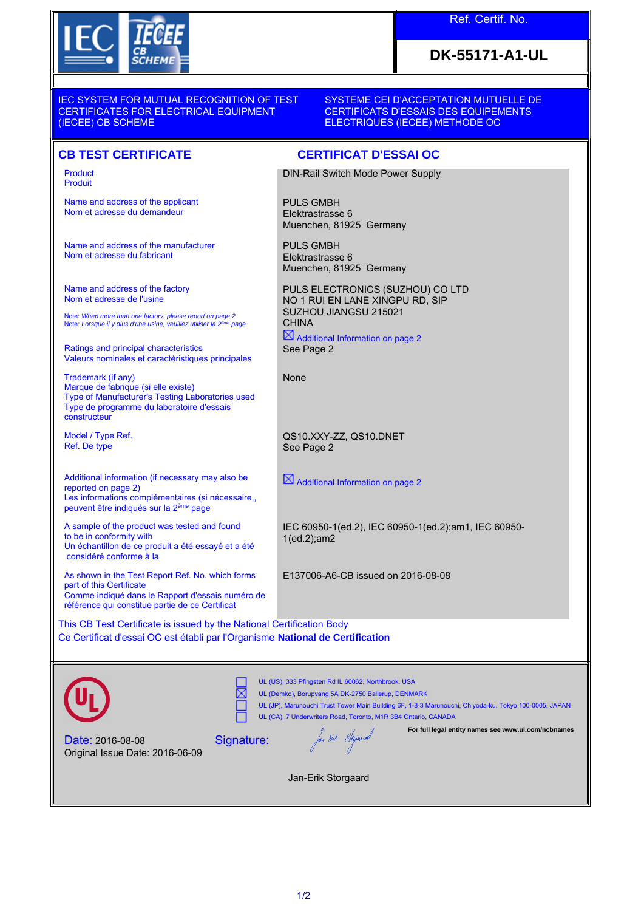**Ref. Certif. No.**

**DK-55171-A1-UL**

IEC SYSTEM FOR MUTUAL RECOGNITION OF TEST CERTIFICATES FOR ELECTRICAL EQUIPMENT (IECEE) CB SCHEME

SYSTEME CEI D'ACCEPTATION MUTUELLE DE CERTIFICATS D'ESSAIS DES EQUIPEMENTS ELECTRIQUES (IECEE) METHODE OC

## CB TEST CERTIFICATE / CERTIFICAT D'ESSAI OC

| | |
|---|---|
| Product<br>Produit | DIN-Rail Switch Mode Power Supply |
| Name and address of the applicant<br>Nom et adresse du demandeur | PULS GMBH<br>Elektrastrasse 6<br>Muenchen, 81925 Germany |
| Name and address of the manufacturer<br>Nom et adresse du fabricant | PULS GMBH<br>Elektrastrasse 6<br>Muenchen, 81925 Germany |
| Name and address of the factory<br>Nom et adresse de l'usine<br>Note: *When more than one factory, please report on page 2*<br>Note: *Lorsque il y plus d'une usine, veuillez utiliser la 2ème page* | PULS ELECTRONICS (SUZHOU) CO LTD<br>NO 1 RUI EN LANE XINGPU RD, SIP<br>SUZHOU JIANGSU 215021<br>CHINA<br>☒ Additional Information on page 2 |
| Ratings and principal characteristics<br>Valeurs nominales et caractéristiques principales | See Page 2 |
| Trademark (if any)<br>Marque de fabrique (si elle existe)<br>Type of Manufacturer's Testing Laboratories used<br>Type de programme du laboratoire d'essais constructeur | None |
| Model / Type Ref.<br>Ref. De type | QS10.XXY-ZZ, QS10.DNET<br>See Page 2 |
| Additional information (if necessary may also be reported on page 2)<br>Les informations complémentaires (si nécessaire,, peuvent être indiqués sur la 2ème page | ☒ Additional Information on page 2 |
| A sample of the product was tested and found to be in conformity with<br>Un échantillon de ce produit a été essayé et a été considéré conforme à la | IEC 60950-1(ed.2), IEC 60950-1(ed.2);am1, IEC 60950-1(ed.2);am2 |
| As shown in the Test Report Ref. No. which forms part of this Certificate<br>Comme indiqué dans le Rapport d'essais numéro de référence qui constitue partie de ce Certificat | E137006-A6-CB issued on 2016-08-08 |

This CB Test Certificate is issued by the National Certification Body
Ce Certificat d'essai OC est établi par l'Organisme **National de Certification**

☐ UL (US), 333 Pfingsten Rd IL 60062, Northbrook, USA
☒ UL (Demko), Borupvang 5A DK-2750 Ballerup, DENMARK
☐ UL (JP), Marunouchi Trust Tower Main Building 6F, 1-8-3 Marunouchi, Chiyoda-ku, Tokyo 100-0005, JAPAN
☐ UL (CA), 7 Underwriters Road, Toronto, M1R 3B4 Ontario, CANADA

**For full legal entity names see www.ul.com/ncbnames**

Date: 2016-08-08
Original Issue Date: 2016-06-09

Signature:

Jan-Erik Storgaard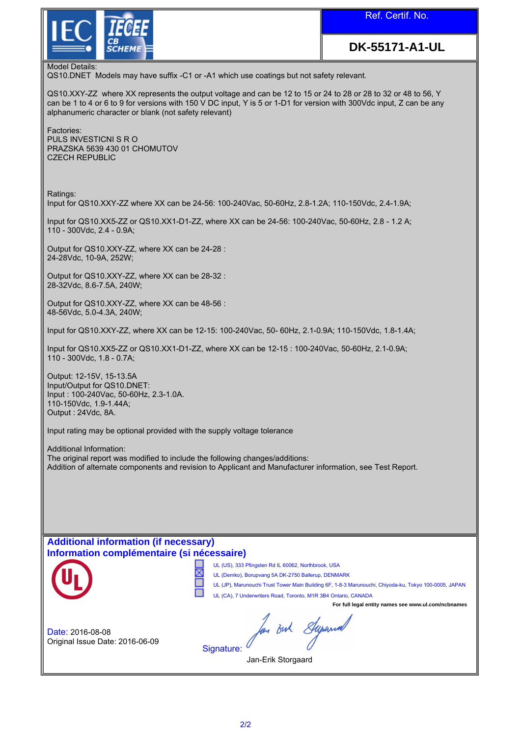IEC IECEE CB SCHEME

Ref. Certif. No.

**DK-55171-A1-UL**

Model Details:
QS10.DNET Models may have suffix -C1 or -A1 which use coatings but not safety relevant.

QS10.XXY-ZZ where XX represents the output voltage and can be 12 to 15 or 24 to 28 or 28 to 32 or 48 to 56, Y can be 1 to 4 or 6 to 9 for versions with 150 V DC input, Y is 5 or 1-D1 for version with 300Vdc input, Z can be any alphanumeric character or blank (not safety relevant)

Factories:
PULS INVESTICNI S R O
PRAZSKA 5639 430 01 CHOMUTOV
CZECH REPUBLIC

Ratings:
Input for QS10.XXY-ZZ where XX can be 24-56: 100-240Vac, 50-60Hz, 2.8-1.2A; 110-150Vdc, 2.4-1.9A;

Input for QS10.XX5-ZZ or QS10.XX1-D1-ZZ, where XX can be 24-56: 100-240Vac, 50-60Hz, 2.8 - 1.2 A; 110 - 300Vdc, 2.4 - 0.9A;

Output for QS10.XXY-ZZ, where XX can be 24-28 :
24-28Vdc, 10-9A, 252W;

Output for QS10.XXY-ZZ, where XX can be 28-32 :
28-32Vdc, 8.6-7.5A, 240W;

Output for QS10.XXY-ZZ, where XX can be 48-56 :
48-56Vdc, 5.0-4.3A, 240W;

Input for QS10.XXY-ZZ, where XX can be 12-15: 100-240Vac, 50- 60Hz, 2.1-0.9A; 110-150Vdc, 1.8-1.4A;

Input for QS10.XX5-ZZ or QS10.XX1-D1-ZZ, where XX can be 12-15 : 100-240Vac, 50-60Hz, 2.1-0.9A; 110 - 300Vdc, 1.8 - 0.7A;

Output: 12-15V, 15-13.5A
Input/Output for QS10.DNET:
Input : 100-240Vac, 50-60Hz, 2.3-1.0A.
110-150Vdc, 1.9-1.44A;
Output : 24Vdc, 8A.

Input rating may be optional provided with the supply voltage tolerance

Additional Information:
The original report was modified to include the following changes/additions:
Addition of alternate components and revision to Applicant and Manufacturer information, see Test Report.

## Additional information (if necessary)
## Information complémentaire (si nécessaire)

- ☐ UL (US), 333 Pfingsten Rd IL 60062, Northbrook, USA
- ☒ UL (Demko), Borupvang 5A DK-2750 Ballerup, DENMARK
- ☐ UL (JP), Marunouchi Trust Tower Main Building 6F, 1-8-3 Marunouchi, Chiyoda-ku, Tokyo 100-0005, JAPAN
- ☐ UL (CA), 7 Underwriters Road, Toronto, M1R 3B4 Ontario, CANADA

**For full legal entity names see www.ul.com/ncbnames**

Date: 2016-08-08
Original Issue Date: 2016-06-09

Signature:

Jan-Erik Storgaard